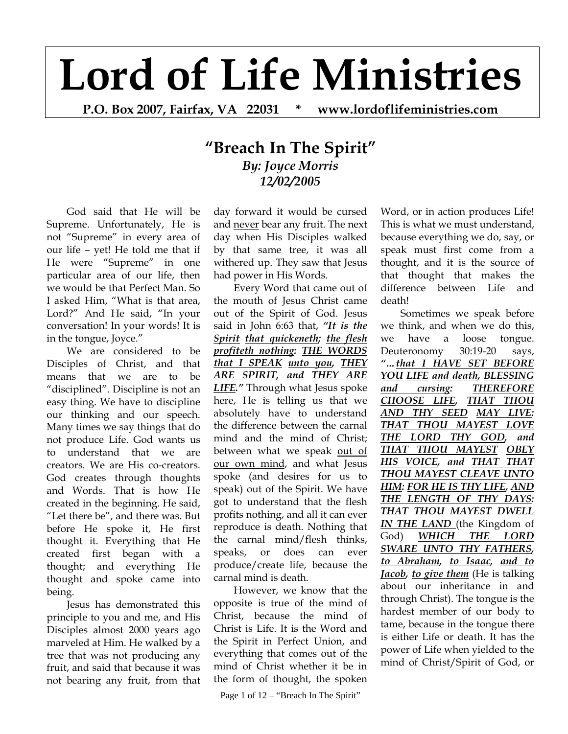# Lord of Life Ministries

**P.O. Box 2007, Fairfax, VA 22031 * www.lordoflifeministries.com**

## "Breach In The Spirit"

***By: Joyce Morris***
***12/02/2005***

God said that He will be Supreme. Unfortunately, He is not "Supreme" in every area of our life – yet! He told me that if He were "Supreme" in one particular area of our life, then we would be that Perfect Man. So I asked Him, "What is that area, Lord?" And He said, "In your conversation! In your words! It is in the tongue, Joyce."

We are considered to be Disciples of Christ, and that means that we are to be "disciplined". Discipline is not an easy thing. We have to discipline our thinking and our speech. Many times we say things that do not produce Life. God wants us to understand that we are creators. We are His co-creators. God creates through thoughts and Words. That is how He created in the beginning. He said, "Let there be", and there was. But before He spoke it, He first thought it. Everything that He created first began with a thought; and everything He thought and spoke came into being.

Jesus has demonstrated this principle to you and me, and His Disciples almost 2000 years ago marveled at Him. He walked by a tree that was not producing any fruit, and said that because it was not bearing any fruit, from that day forward it would be cursed and never bear any fruit. The next day when His Disciples walked by that same tree, it was all withered up. They saw that Jesus had power in His Words.

Every Word that came out of the mouth of Jesus Christ came out of the Spirit of God. Jesus said in John 6:63 that, ***"It is the Spirit that quickeneth; the flesh profiteth nothing: THE WORDS that I SPEAK unto you, THEY ARE SPIRIT, and THEY ARE LIFE."*** Through what Jesus spoke here, He is telling us that we absolutely have to understand the difference between the carnal mind and the mind of Christ; between what we speak out of our own mind, and what Jesus spoke (and desires for us to speak) out of the Spirit. We have got to understand that the flesh profits nothing, and all it can ever reproduce is death. Nothing that the carnal mind/flesh thinks, speaks, or does can ever produce/create life, because the carnal mind is death.

However, we know that the opposite is true of the mind of Christ, because the mind of Christ is Life. It is the Word and the Spirit in Perfect Union, and everything that comes out of the mind of Christ whether it be in the form of thought, the spoken Word, or in action produces Life! This is what we must understand, because everything we do, say, or speak must first come from a thought, and it is the source of that thought that makes the difference between Life and death!

Sometimes we speak before we think, and when we do this, we have a loose tongue. Deuteronomy 30:19-20 says, ***"…that I HAVE SET BEFORE YOU LIFE and death, BLESSING and cursing: THEREFORE CHOOSE LIFE, THAT THOU AND THY SEED MAY LIVE: THAT THOU MAYEST LOVE THE LORD THY GOD, and THAT THOU MAYEST OBEY HIS VOICE, and THAT THAT THOU MAYEST CLEAVE UNTO HIM: FOR HE IS THY LIFE, AND THE LENGTH OF THY DAYS: THAT THOU MAYEST DWELL IN THE LAND*** (the Kingdom of God) ***WHICH THE LORD SWARE UNTO THY FATHERS, to Abraham, to Isaac, and to Jacob, to give them*** (He is talking about our inheritance in and through Christ). The tongue is the hardest member of our body to tame, because in the tongue there is either Life or death. It has the power of Life when yielded to the mind of Christ/Spirit of God, or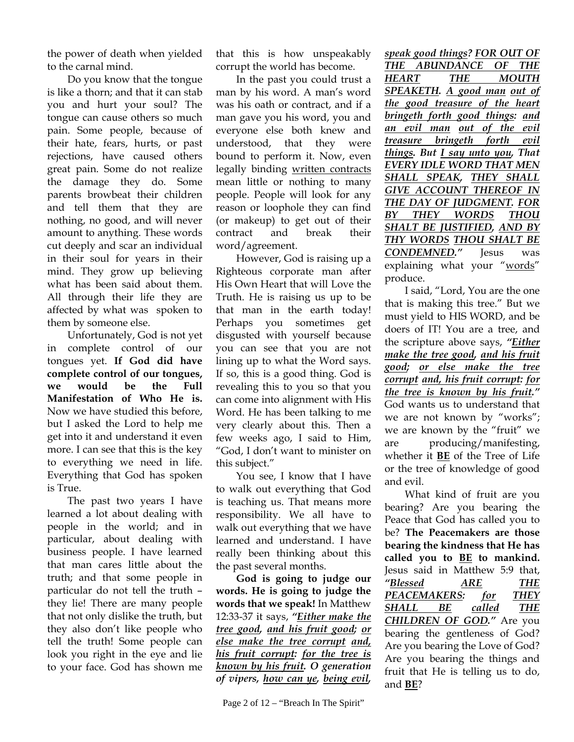the power of death when yielded to the carnal mind.

Do you know that the tongue is like a thorn; and that it can stab you and hurt your soul? The tongue can cause others so much pain. Some people, because of their hate, fears, hurts, or past rejections, have caused others great pain. Some do not realize the damage they do. Some parents browbeat their children and tell them that they are nothing, no good, and will never amount to anything. These words cut deeply and scar an individual in their soul for years in their mind. They grow up believing what has been said about them. All through their life they are affected by what was spoken to them by someone else.

Unfortunately, God is not yet in complete control of our tongues yet. **If God did have complete control of our tongues, we would be the Full Manifestation of Who He is.** Now we have studied this before, but I asked the Lord to help me get into it and understand it even more. I can see that this is the key to everything we need in life. Everything that God has spoken is True.

The past two years I have learned a lot about dealing with people in the world; and in particular, about dealing with business people. I have learned that man cares little about the truth; and that some people in particular do not tell the truth – they lie! There are many people that not only dislike the truth, but they also don't like people who tell the truth! Some people can look you right in the eye and lie to your face. God has shown me that this is how unspeakably corrupt the world has become.

In the past you could trust a man by his word. A man's word was his oath or contract, and if a man gave you his word, you and everyone else both knew and understood, that they were bound to perform it. Now, even legally binding <u>written contracts</u> mean little or nothing to many people. People will look for any reason or loophole they can find (or makeup) to get out of their contract and break their word/agreement.

However, God is raising up a Righteous corporate man after His Own Heart that will Love the Truth. He is raising us up to be that man in the earth today! Perhaps you sometimes get disgusted with yourself because you can see that you are not lining up to what the Word says. If so, this is a good thing. God is revealing this to you so that you can come into alignment with His Word. He has been talking to me very clearly about this. Then a few weeks ago, I said to Him, "God, I don't want to minister on this subject."

You see, I know that I have to walk out everything that God is teaching us. That means more responsibility. We all have to walk out everything that we have learned and understand. I have really been thinking about this the past several months.

**God is going to judge our words. He is going to judge the words that we speak!** In Matthew 12:33-37 it says, ***"<u>Either make the tree good</u>, <u>and his fruit good</u>; <u>or else make the tree corrupt</u> <u>and, his fruit corrupt</u>: <u>for the tree is known by his fruit</u>. O generation of vipers, <u>how can ye</u>, <u>being evil</u>, speak good things? <u>FOR OUT OF THE ABUNDANCE OF THE HEART THE MOUTH SPEAKETH</u>. <u>A good man</u> <u>out of the good treasure of the heart bringeth forth good things</u>: <u>and an evil man</u> <u>out of the evil treasure bringeth forth evil things</u>. But <u>I say unto you</u>, That <u>EVERY IDLE WORD THAT MEN SHALL SPEAK</u>, <u>THEY SHALL GIVE ACCOUNT THEREOF IN THE DAY OF JUDGMENT</u>. <u>FOR BY THEY WORDS</u> <u>THOU SHALT BE JUSTIFIED</u>, <u>AND BY THY WORDS</u> <u>THOU SHALT BE CONDEMNED</u>."*** Jesus was explaining what your "<u>words</u>" produce.

I said, "Lord, You are the one that is making this tree." But we must yield to HIS WORD, and be doers of IT! You are a tree, and the scripture above says, ***"<u>Either make the tree good</u>, <u>and his fruit good</u>; <u>or else make the tree corrupt</u> <u>and, his fruit corrupt</u>: <u>for the tree is known by his fruit</u>."*** God wants us to understand that we are not known by "works"; we are known by the "fruit" we are producing/manifesting, whether it <u>**BE**</u> of the Tree of Life or the tree of knowledge of good and evil.

What kind of fruit are you bearing? Are you bearing the Peace that God has called you to be? **The Peacemakers are those bearing the kindness that He has called you to <u>BE</u> to mankind.** Jesus said in Matthew 5:9 that, ***"<u>Blessed</u> <u>ARE</u> <u>THE PEACEMAKERS</u>: <u>for</u> <u>THEY SHALL BE</u> <u>called</u> <u>THE CHILDREN OF GOD</u>."*** Are you bearing the gentleness of God? Are you bearing the Love of God? Are you bearing the things and fruit that He is telling us to do, and <u>**BE**</u>?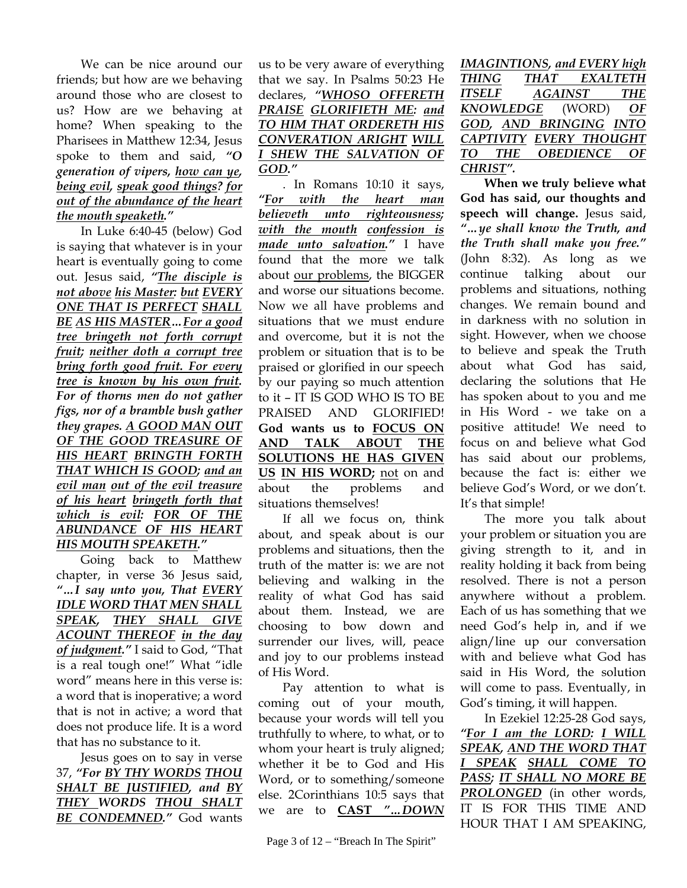We can be nice around our friends; but how are we behaving around those who are closest to us? How are we behaving at home? When speaking to the Pharisees in Matthew 12:34, Jesus spoke to them and said, ***"O generation of vipers, <u>how can ye, being evil, speak good things? for out of the abundance of the heart the mouth speaketh</u>."***

In Luke 6:40-45 (below) God is saying that whatever is in your heart is eventually going to come out. Jesus said, ***"<u>The disciple is not above his Master: but EVERY ONE THAT IS PERFECT SHALL BE AS HIS MASTER…For a good tree bringeth not forth corrupt fruit; neither doth a corrupt tree bring forth good fruit. For every tree is known by his own fruit.</u> For of thorns men do not gather figs, nor of a bramble bush gather they grapes. <u>A GOOD MAN OUT OF THE GOOD TREASURE OF HIS HEART BRINGTH FORTH THAT WHICH IS GOOD; and an evil man out of the evil treasure of his heart bringeth forth that which is evil: FOR OF THE ABUNDANCE OF HIS HEART HIS MOUTH SPEAKETH</u>."***

Going back to Matthew chapter, in verse 36 Jesus said, ***"…I say unto you, That <u>EVERY IDLE WORD THAT MEN SHALL SPEAK, THEY SHALL GIVE ACOUNT THEREOF in the day of judgment</u>."*** I said to God, "That is a real tough one!" What "idle word" means here in this verse is: a word that is inoperative; a word that is not in active; a word that does not produce life. It is a word that has no substance to it.

Jesus goes on to say in verse 37, ***"For <u>BY THY WORDS THOU SHALT BE JUSTIFIED</u>, and <u>BY THEY WORDS THOU SHALT BE CONDEMNED</u>."*** God wants us to be very aware of everything that we say. In Psalms 50:23 He declares, ***"<u>WHOSO OFFERETH PRAISE GLORIFIETH ME: and TO HIM THAT ORDERETH HIS CONVERATION ARIGHT WILL I SHEW THE SALVATION OF GOD</u>."***

. In Romans 10:10 it says, ***"<u>For with the heart man believeth unto righteousness; with the mouth confession is made unto salvation</u>."*** I have found that the more we talk about <u>our problems</u>, the BIGGER and worse our situations become. Now we all have problems and situations that we must endure and overcome, but it is not the problem or situation that is to be praised or glorified in our speech by our paying so much attention to it – IT IS GOD WHO IS TO BE PRAISED AND GLORIFIED! **God wants us to <u>FOCUS ON AND TALK ABOUT THE SOLUTIONS HE HAS GIVEN US IN HIS WORD</u>;** <u>not</u> on and about the problems and situations themselves!

If all we focus on, think about, and speak about is our problems and situations, then the truth of the matter is: we are not believing and walking in the reality of what God has said about them. Instead, we are choosing to bow down and surrender our lives, will, peace and joy to our problems instead of His Word.

Pay attention to what is coming out of your mouth, because your words will tell you truthfully to where, to what, or to whom your heart is truly aligned; whether it be to God and His Word, or to something/someone else. 2Corinthians 10:5 says that we are to **<u>CAST</u>** ***<u>"…DOWN IMAGINTIONS, and EVERY high THING THAT EXALTETH ITSELF AGAINST THE KNOWLEDGE</u>*** (WORD) ***<u>OF GOD, AND BRINGING INTO CAPTIVITY EVERY THOUGHT TO THE OBEDIENCE OF CHRIST</u>".***

**When we truly believe what God has said, our thoughts and speech will change.** Jesus said, ***"…ye shall know the Truth, and the Truth shall make you free."*** (John 8:32). As long as we continue talking about our problems and situations, nothing changes. We remain bound and in darkness with no solution in sight. However, when we choose to believe and speak the Truth about what God has said, declaring the solutions that He has spoken about to you and me in His Word - we take on a positive attitude! We need to focus on and believe what God has said about our problems, because the fact is: either we believe God's Word, or we don't. It's that simple!

The more you talk about your problem or situation you are giving strength to it, and in reality holding it back from being resolved. There is not a person anywhere without a problem. Each of us has something that we need God's help in, and if we align/line up our conversation with and believe what God has said in His Word, the solution will come to pass. Eventually, in God's timing, it will happen.

In Ezekiel 12:25-28 God says, ***"<u>For I am the LORD: I WILL SPEAK, AND THE WORD THAT I SPEAK SHALL COME TO PASS; IT SHALL NO MORE BE PROLONGED</u>*** (in other words, IT IS FOR THIS TIME AND HOUR THAT I AM SPEAKING,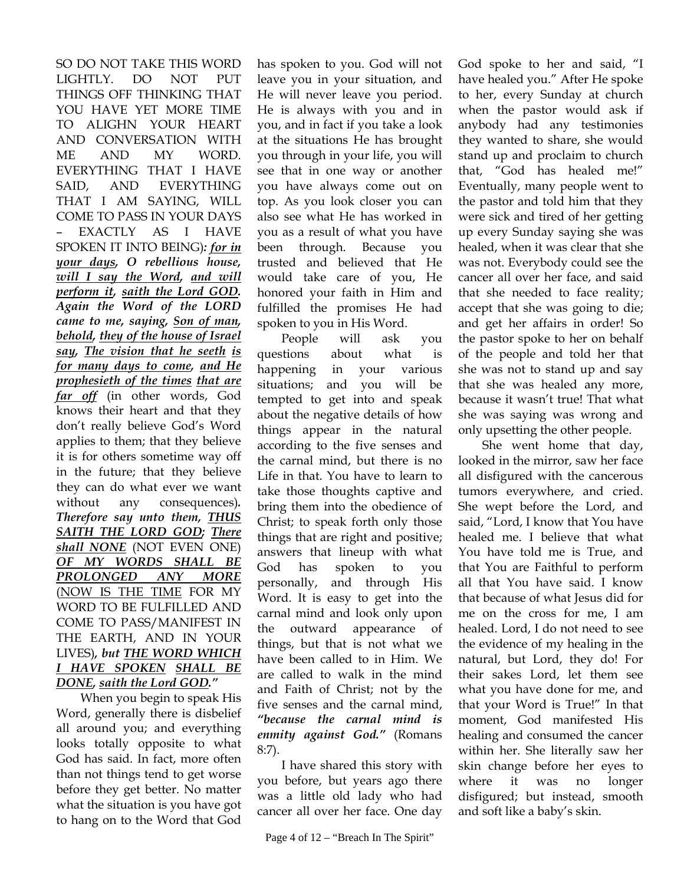SO DO NOT TAKE THIS WORD LIGHTLY. DO NOT PUT THINGS OFF THINKING THAT YOU HAVE YET MORE TIME TO ALIGHN YOUR HEART AND CONVERSATION WITH ME AND MY WORD. EVERYTHING THAT I HAVE SAID, AND EVERYTHING THAT I AM SAYING, WILL COME TO PASS IN YOUR DAYS – EXACTLY AS I HAVE SPOKEN IT INTO BEING)*: **for in your days**, O rebellious house, **will I say the Word**, **and will perform it**, **saith the Lord GOD**. Again the Word of the LORD came to me, saying, **Son of man**, **behold**, **they of the house of Israel say**, **The vision that he seeth** **is for many days to come**, **and He prophesieth of the times** **that are far off*** (in other words, God knows their heart and that they don't really believe God's Word applies to them; that they believe it is for others sometime way off in the future; that they believe they can do what ever we want without any consequences)***. Therefore say unto them, THUS SAITH THE LORD GOD; There shall NONE*** (NOT EVEN ONE) ***OF MY WORDS SHALL BE PROLONGED ANY MORE*** (NOW IS THE TIME FOR MY WORD TO BE FULFILLED AND COME TO PASS/MANIFEST IN THE EARTH, AND IN YOUR LIVES)***, but THE WORD WHICH I HAVE SPOKEN SHALL BE DONE, saith the Lord GOD."***

When you begin to speak His Word, generally there is disbelief all around you; and everything looks totally opposite to what God has said. In fact, more often than not things tend to get worse before they get better. No matter what the situation is you have got to hang on to the Word that God has spoken to you. God will not leave you in your situation, and He will never leave you period. He is always with you and in you, and in fact if you take a look at the situations He has brought you through in your life, you will see that in one way or another you have always come out on top. As you look closer you can also see what He has worked in you as a result of what you have been through. Because you trusted and believed that He would take care of you, He honored your faith in Him and fulfilled the promises He had spoken to you in His Word.

People will ask you questions about what is happening in your various situations; and you will be tempted to get into and speak about the negative details of how things appear in the natural according to the five senses and the carnal mind, but there is no Life in that. You have to learn to take those thoughts captive and bring them into the obedience of Christ; to speak forth only those things that are right and positive; answers that lineup with what God has spoken to you personally, and through His Word. It is easy to get into the carnal mind and look only upon the outward appearance of things, but that is not what we have been called to in Him. We are called to walk in the mind and Faith of Christ; not by the five senses and the carnal mind, ***"because the carnal mind is enmity against God."*** (Romans 8:7).

I have shared this story with you before, but years ago there was a little old lady who had cancer all over her face. One day God spoke to her and said, "I have healed you." After He spoke to her, every Sunday at church when the pastor would ask if anybody had any testimonies they wanted to share, she would stand up and proclaim to church that, "God has healed me!" Eventually, many people went to the pastor and told him that they were sick and tired of her getting up every Sunday saying she was healed, when it was clear that she was not. Everybody could see the cancer all over her face, and said that she needed to face reality; accept that she was going to die; and get her affairs in order! So the pastor spoke to her on behalf of the people and told her that she was not to stand up and say that she was healed any more, because it wasn't true! That what she was saying was wrong and only upsetting the other people.

She went home that day, looked in the mirror, saw her face all disfigured with the cancerous tumors everywhere, and cried. She wept before the Lord, and said, "Lord, I know that You have healed me. I believe that what You have told me is True, and that You are Faithful to perform all that You have said. I know that because of what Jesus did for me on the cross for me, I am healed. Lord, I do not need to see the evidence of my healing in the natural, but Lord, they do! For their sakes Lord, let them see what you have done for me, and that your Word is True!" In that moment, God manifested His healing and consumed the cancer within her. She literally saw her skin change before her eyes to where it was no longer disfigured; but instead, smooth and soft like a baby's skin.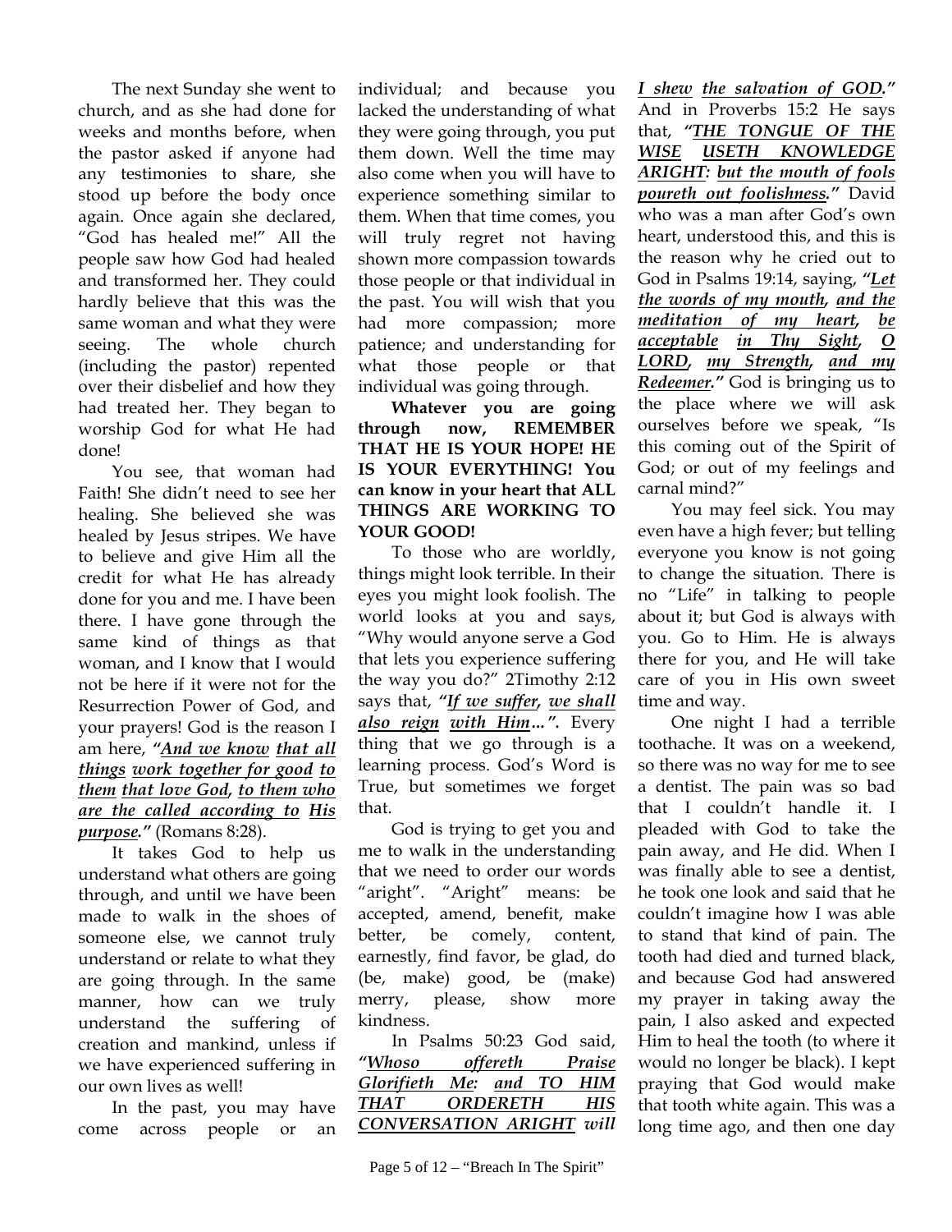The next Sunday she went to church, and as she had done for weeks and months before, when the pastor asked if anyone had any testimonies to share, she stood up before the body once again. Once again she declared, "God has healed me!" All the people saw how God had healed and transformed her. They could hardly believe that this was the same woman and what they were seeing. The whole church (including the pastor) repented over their disbelief and how they had treated her. They began to worship God for what He had done!

You see, that woman had Faith! She didn't need to see her healing. She believed she was healed by Jesus stripes. We have to believe and give Him all the credit for what He has already done for you and me. I have been there. I have gone through the same kind of things as that woman, and I know that I would not be here if it were not for the Resurrection Power of God, and your prayers! God is the reason I am here, ***"And we know that all things work together for good to them that love God, to them who are the called according to His purpose."*** (Romans 8:28).

It takes God to help us understand what others are going through, and until we have been made to walk in the shoes of someone else, we cannot truly understand or relate to what they are going through. In the same manner, how can we truly understand the suffering of creation and mankind, unless if we have experienced suffering in our own lives as well!

In the past, you may have come across people or an individual; and because you lacked the understanding of what they were going through, you put them down. Well the time may also come when you will have to experience something similar to them. When that time comes, you will truly regret not having shown more compassion towards those people or that individual in the past. You will wish that you had more compassion; more patience; and understanding for what those people or that individual was going through.

**Whatever you are going through now, REMEMBER THAT HE IS YOUR HOPE! HE IS YOUR EVERYTHING! You can know in your heart that ALL THINGS ARE WORKING TO YOUR GOOD!**

To those who are worldly, things might look terrible. In their eyes you might look foolish. The world looks at you and says, "Why would anyone serve a God that lets you experience suffering the way you do?" 2Timothy 2:12 says that, ***"If we suffer, we shall also reign with Him…".*** Every thing that we go through is a learning process. God's Word is True, but sometimes we forget that.

God is trying to get you and me to walk in the understanding that we need to order our words "aright". "Aright" means: be accepted, amend, benefit, make better, be comely, content, earnestly, find favor, be glad, do (be, make) good, be (make) merry, please, show more kindness.

In Psalms 50:23 God said, ***"Whoso offereth Praise Glorifieth Me: and TO HIM THAT ORDERETH HIS CONVERSATION ARIGHT will I shew the salvation of GOD."*** And in Proverbs 15:2 He says that, ***"THE TONGUE OF THE WISE USETH KNOWLEDGE ARIGHT: but the mouth of fools poureth out foolishness."*** David who was a man after God's own heart, understood this, and this is the reason why he cried out to God in Psalms 19:14, saying, ***"Let the words of my mouth, and the meditation of my heart, be acceptable in Thy Sight, O LORD, my Strength, and my Redeemer."*** God is bringing us to the place where we will ask ourselves before we speak, "Is this coming out of the Spirit of God; or out of my feelings and carnal mind?"

You may feel sick. You may even have a high fever; but telling everyone you know is not going to change the situation. There is no "Life" in talking to people about it; but God is always with you. Go to Him. He is always there for you, and He will take care of you in His own sweet time and way.

One night I had a terrible toothache. It was on a weekend, so there was no way for me to see a dentist. The pain was so bad that I couldn't handle it. I pleaded with God to take the pain away, and He did. When I was finally able to see a dentist, he took one look and said that he couldn't imagine how I was able to stand that kind of pain. The tooth had died and turned black, and because God had answered my prayer in taking away the pain, I also asked and expected Him to heal the tooth (to where it would no longer be black). I kept praying that God would make that tooth white again. This was a long time ago, and then one day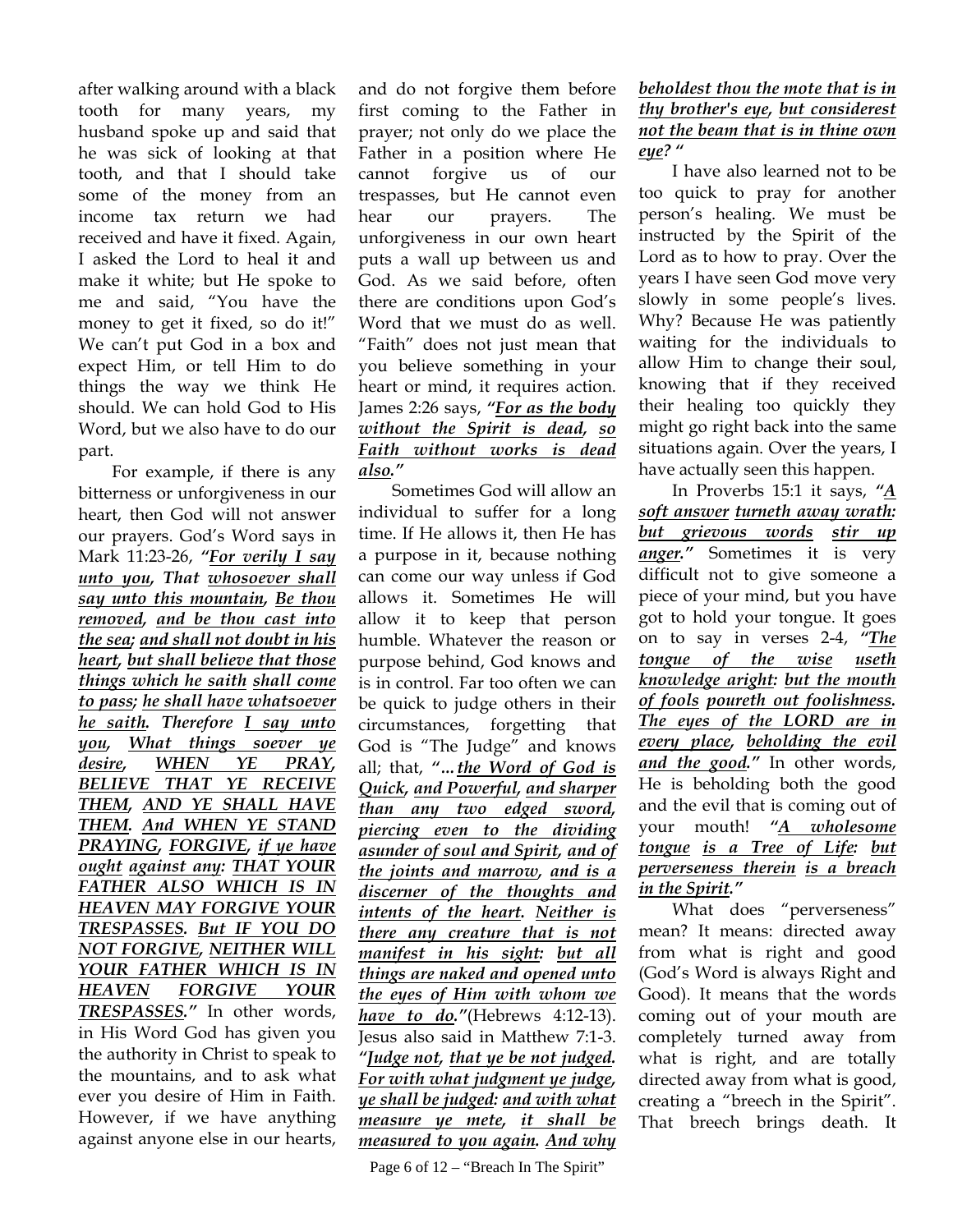after walking around with a black tooth for many years, my husband spoke up and said that he was sick of looking at that tooth, and that I should take some of the money from an income tax return we had received and have it fixed. Again, I asked the Lord to heal it and make it white; but He spoke to me and said, "You have the money to get it fixed, so do it!" We can't put God in a box and expect Him, or tell Him to do things the way we think He should. We can hold God to His Word, but we also have to do our part.

For example, if there is any bitterness or unforgiveness in our heart, then God will not answer our prayers. God's Word says in Mark 11:23-26, ***"For verily I say unto you, That whosoever shall say unto this mountain, Be thou removed, and be thou cast into the sea; and shall not doubt in his heart, but shall believe that those things which he saith shall come to pass; he shall have whatsoever he saith. Therefore I say unto you, What things soever ye desire, WHEN YE PRAY, BELIEVE THAT YE RECEIVE THEM, AND YE SHALL HAVE THEM. And WHEN YE STAND PRAYING, FORGIVE, if ye have ought against any: THAT YOUR FATHER ALSO WHICH IS IN HEAVEN MAY FORGIVE YOUR TRESPASSES. But IF YOU DO NOT FORGIVE, NEITHER WILL YOUR FATHER WHICH IS IN HEAVEN FORGIVE YOUR TRESPASSES."*** In other words, in His Word God has given you the authority in Christ to speak to the mountains, and to ask what ever you desire of Him in Faith. However, if we have anything against anyone else in our hearts, and do not forgive them before first coming to the Father in prayer; not only do we place the Father in a position where He cannot forgive us of our trespasses, but He cannot even hear our prayers. The unforgiveness in our own heart puts a wall up between us and God. As we said before, often there are conditions upon God's Word that we must do as well. "Faith" does not just mean that you believe something in your heart or mind, it requires action. James 2:26 says, ***"For as the body without the Spirit is dead, so Faith without works is dead also."***

Sometimes God will allow an individual to suffer for a long time. If He allows it, then He has a purpose in it, because nothing can come our way unless if God allows it. Sometimes He will allow it to keep that person humble. Whatever the reason or purpose behind, God knows and is in control. Far too often we can be quick to judge others in their circumstances, forgetting that God is "The Judge" and knows all; that, ***"...the Word of God is Quick, and Powerful, and sharper than any two edged sword, piercing even to the dividing asunder of soul and Spirit, and of the joints and marrow, and is a discerner of the thoughts and intents of the heart. Neither is there any creature that is not manifest in his sight: but all things are naked and opened unto the eyes of Him with whom we have to do."***(Hebrews 4:12-13). Jesus also said in Matthew 7:1-3. ***"Judge not, that ye be not judged. For with what judgment ye judge, ye shall be judged: and with what measure ye mete, it shall be measured to you again. And why beholdest thou the mote that is in thy brother's eye, but considerest not the beam that is in thine own eye? "***

I have also learned not to be too quick to pray for another person's healing. We must be instructed by the Spirit of the Lord as to how to pray. Over the years I have seen God move very slowly in some people's lives. Why? Because He was patiently waiting for the individuals to allow Him to change their soul, knowing that if they received their healing too quickly they might go right back into the same situations again. Over the years, I have actually seen this happen.

In Proverbs 15:1 it says, ***"A soft answer turneth away wrath: but grievous words stir up anger."*** Sometimes it is very difficult not to give someone a piece of your mind, but you have got to hold your tongue. It goes on to say in verses 2-4, ***"The tongue of the wise useth knowledge aright: but the mouth of fools poureth out foolishness. The eyes of the LORD are in every place, beholding the evil and the good."*** In other words, He is beholding both the good and the evil that is coming out of your mouth! ***"A wholesome tongue is a Tree of Life: but perverseness therein is a breach in the Spirit."***

What does "perverseness" mean? It means: directed away from what is right and good (God's Word is always Right and Good). It means that the words coming out of your mouth are completely turned away from what is right, and are totally directed away from what is good, creating a "breech in the Spirit". That breech brings death. It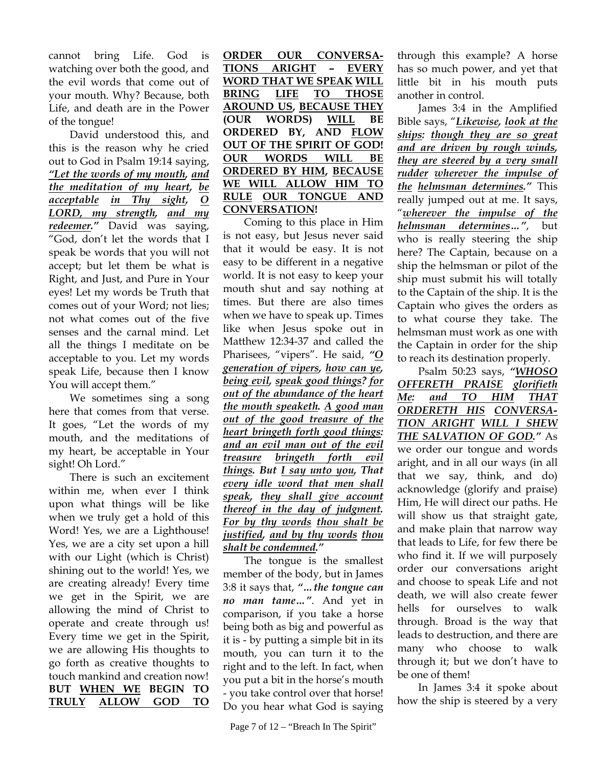cannot bring Life. God is watching over both the good, and the evil words that come out of your mouth. Why? Because, both Life, and death are in the Power of the tongue!

David understood this, and this is the reason why he cried out to God in Psalm 19:14 saying, ***"Let the words of my mouth, and the meditation of my heart, be acceptable in Thy sight, O LORD, my strength, and my redeemer."*** David was saying, "God, don't let the words that I speak be words that you will not accept; but let them be what is Right, and Just, and Pure in Your eyes! Let my words be Truth that comes out of your Word; not lies; not what comes out of the five senses and the carnal mind. Let all the things I meditate on be acceptable to you. Let my words speak Life, because then I know You will accept them."

We sometimes sing a song here that comes from that verse. It goes, "Let the words of my mouth, and the meditations of my heart, be acceptable in Your sight! Oh Lord."

There is such an excitement within me, when ever I think upon what things will be like when we truly get a hold of this Word! Yes, we are a Lighthouse! Yes, we are a city set upon a hill with our Light (which is Christ) shining out to the world! Yes, we are creating already! Every time we get in the Spirit, we are allowing the mind of Christ to operate and create through us! Every time we get in the Spirit, we are allowing His thoughts to go forth as creative thoughts to touch mankind and creation now! **BUT WHEN WE BEGIN TO TRULY ALLOW GOD TO ORDER OUR CONVERSATIONS ARIGHT – EVERY WORD THAT WE SPEAK WILL BRING LIFE TO THOSE AROUND US, BECAUSE THEY (OUR WORDS) WILL BE ORDERED BY, AND FLOW OUT OF THE SPIRIT OF GOD! OUR WORDS WILL BE ORDERED BY HIM, BECAUSE WE WILL ALLOW HIM TO RULE OUR TONGUE AND CONVERSATION!**

Coming to this place in Him is not easy, but Jesus never said that it would be easy. It is not easy to be different in a negative world. It is not easy to keep your mouth shut and say nothing at times. But there are also times when we have to speak up. Times like when Jesus spoke out in Matthew 12:34-37 and called the Pharisees, "vipers". He said, ***"O generation of vipers, how can ye, being evil, speak good things? for out of the abundance of the heart the mouth speaketh. A good man out of the good treasure of the heart bringeth forth good things: and an evil man out of the evil treasure bringeth forth evil things. But I say unto you, That every idle word that men shall speak, they shall give account thereof in the day of judgment. For by thy words thou shalt be justified, and by thy words thou shalt be condemned."***

The tongue is the smallest member of the body, but in James 3:8 it says that, ***"...the tongue can no man tame..."***. And yet in comparison, if you take a horse being both as big and powerful as it is - by putting a simple bit in its mouth, you can turn it to the right and to the left. In fact, when you put a bit in the horse's mouth - you take control over that horse! Do you hear what God is saying through this example? A horse has so much power, and yet that little bit in his mouth puts another in control.

James 3:4 in the Amplified Bible says, "***Likewise, look at the ships: though they are so great and are driven by rough winds, they are steered by a very small rudder wherever the impulse of the helmsman determines."*** This really jumped out at me. It says, "***wherever the impulse of the helmsman determines..."***, but who is really steering the ship here? The Captain, because on a ship the helmsman or pilot of the ship must submit his will totally to the Captain of the ship. It is the Captain who gives the orders as to what course they take. The helmsman must work as one with the Captain in order for the ship to reach its destination properly.

Psalm 50:23 says, ***"WHOSO OFFERETH PRAISE glorifieth Me: and TO HIM THAT ORDERETH HIS CONVERSATION ARIGHT WILL I SHEW THE SALVATION OF GOD."*** As we order our tongue and words aright, and in all our ways (in all that we say, think, and do) acknowledge (glorify and praise) Him, He will direct our paths. He will show us that straight gate, and make plain that narrow way that leads to Life, for few there be who find it. If we will purposely order our conversations aright and choose to speak Life and not death, we will also create fewer hells for ourselves to walk through. Broad is the way that leads to destruction, and there are many who choose to walk through it; but we don't have to be one of them!

In James 3:4 it spoke about how the ship is steered by a very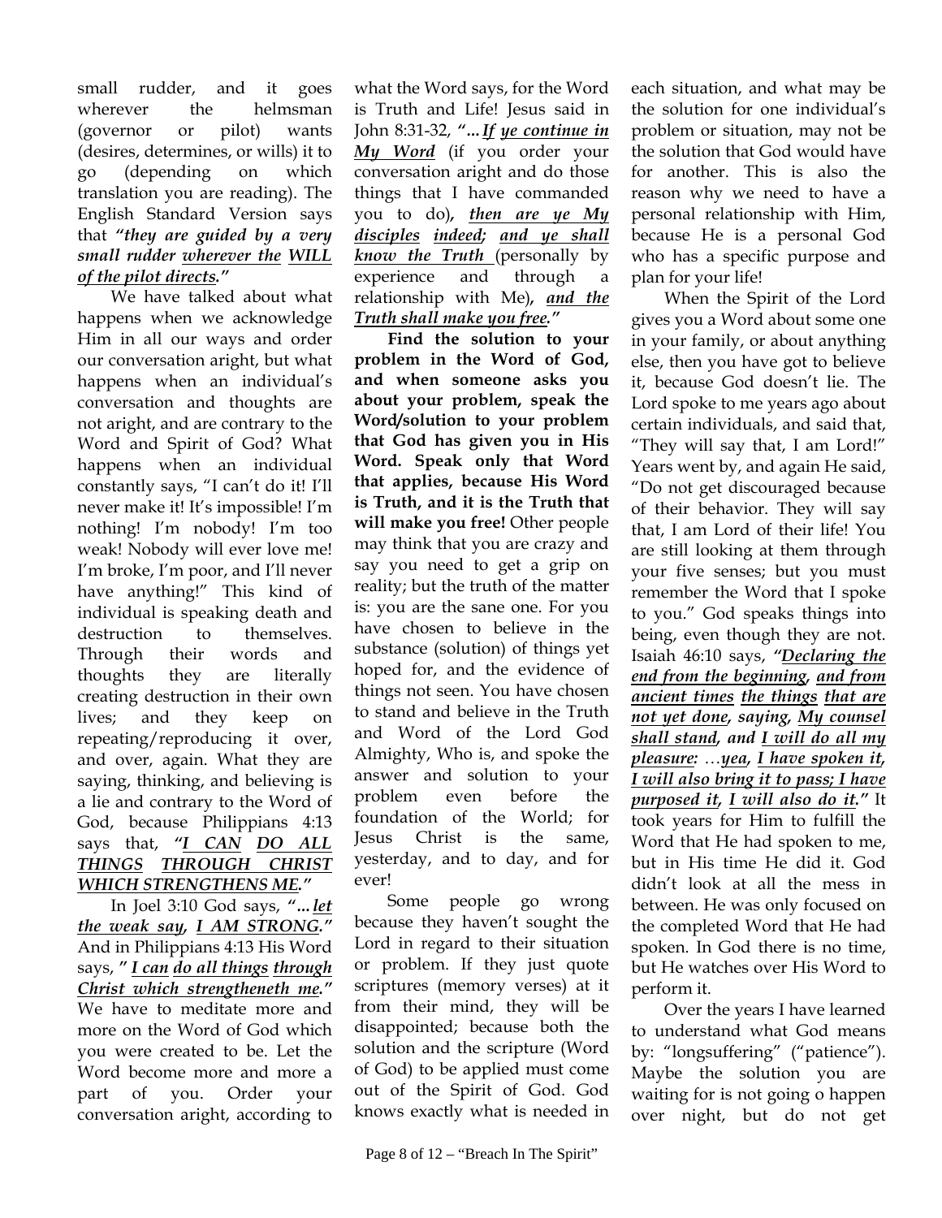small rudder, and it goes wherever the helmsman (governor or pilot) wants (desires, determines, or wills) it to go (depending on which translation you are reading). The English Standard Version says that ***"they are guided by a very small rudder <u>wherever the</u> <u>WILL of the pilot directs</u>."***

We have talked about what happens when we acknowledge Him in all our ways and order our conversation aright, but what happens when an individual's conversation and thoughts are not aright, and are contrary to the Word and Spirit of God? What happens when an individual constantly says, "I can't do it! I'll never make it! It's impossible! I'm nothing! I'm nobody! I'm too weak! Nobody will ever love me! I'm broke, I'm poor, and I'll never have anything!" This kind of individual is speaking death and destruction to themselves. Through their words and thoughts they are literally creating destruction in their own lives; and they keep on repeating/reproducing it over, and over, again. What they are saying, thinking, and believing is a lie and contrary to the Word of God, because Philippians 4:13 says that, ***"<u>I CAN</u> <u>DO ALL THINGS</u> <u>THROUGH CHRIST WHICH STRENGTHENS ME</u>."***

In Joel 3:10 God says, ***"...<u>let the weak say</u>, <u>I AM STRONG</u>."*** And in Philippians 4:13 His Word says, ***" <u>I can</u> <u>do all things</u> <u>through Christ which strengtheneth me</u>."*** We have to meditate more and more on the Word of God which you were created to be. Let the Word become more and more a part of you. Order your conversation aright, according to what the Word says, for the Word is Truth and Life! Jesus said in John 8:31-32, ***"...<u>If ye continue in My Word</u>*** (if you order your conversation aright and do those things that I have commanded you to do), ***<u>then are ye My disciples</u> <u>indeed</u>; <u>and ye shall know the Truth</u>*** (personally by experience and through a relationship with Me), ***<u>and the Truth shall make you free</u>."***

**Find the solution to your problem in the Word of God, and when someone asks you about your problem, speak the Word/solution to your problem that God has given you in His Word. Speak only that Word that applies, because His Word is Truth, and it is the Truth that will make you free!** Other people may think that you are crazy and say you need to get a grip on reality; but the truth of the matter is: you are the sane one. For you have chosen to believe in the substance (solution) of things yet hoped for, and the evidence of things not seen. You have chosen to stand and believe in the Truth and Word of the Lord God Almighty, Who is, and spoke the answer and solution to your problem even before the foundation of the World; for Jesus Christ is the same, yesterday, and to day, and for ever!

Some people go wrong because they haven't sought the Lord in regard to their situation or problem. If they just quote scriptures (memory verses) at it from their mind, they will be disappointed; because both the solution and the scripture (Word of God) to be applied must come out of the Spirit of God. God knows exactly what is needed in each situation, and what may be the solution for one individual's problem or situation, may not be the solution that God would have for another. This is also the reason why we need to have a personal relationship with Him, because He is a personal God who has a specific purpose and plan for your life!

When the Spirit of the Lord gives you a Word about some one in your family, or about anything else, then you have got to believe it, because God doesn't lie. The Lord spoke to me years ago about certain individuals, and said that, "They will say that, I am Lord!" Years went by, and again He said, "Do not get discouraged because of their behavior. They will say that, I am Lord of their life! You are still looking at them through your five senses; but you must remember the Word that I spoke to you." God speaks things into being, even though they are not. Isaiah 46:10 says, ***"<u>Declaring the end from the beginning</u>, <u>and from ancient times</u> <u>the things</u> <u>that are not yet done</u>, saying, <u>My counsel shall stand</u>, and <u>I will do all my pleasure</u>: ...<u>yea</u>, <u>I have spoken it</u>, <u>I will also bring it to pass; I have purposed it</u>, <u>I will also do it</u>."*** It took years for Him to fulfill the Word that He had spoken to me, but in His time He did it. God didn't look at all the mess in between. He was only focused on the completed Word that He had spoken. In God there is no time, but He watches over His Word to perform it.

Over the years I have learned to understand what God means by: "longsuffering" ("patience"). Maybe the solution you are waiting for is not going o happen over night, but do not get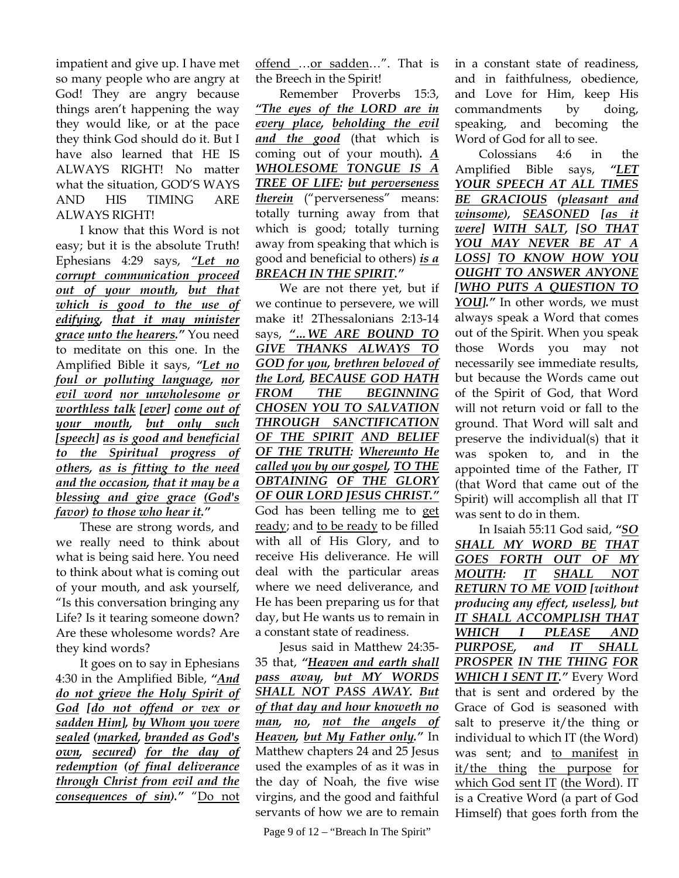impatient and give up. I have met so many people who are angry at God! They are angry because things aren't happening the way they would like, or at the pace they think God should do it. But I have also learned that HE IS ALWAYS RIGHT! No matter what the situation, GOD'S WAYS AND HIS TIMING ARE ALWAYS RIGHT!

I know that this Word is not easy; but it is the absolute Truth! Ephesians 4:29 says, ***"Let no corrupt communication proceed out of your mouth, but that which is good to the use of edifying, that it may minister grace unto the hearers."*** You need to meditate on this one. In the Amplified Bible it says, ***"Let no foul or polluting language, nor evil word nor unwholesome or worthless talk [ever] come out of your mouth, but only such [speech] as is good and beneficial to the Spiritual progress of others, as is fitting to the need and the occasion, that it may be a blessing and give grace (God's favor) to those who hear it."***

These are strong words, and we really need to think about what is being said here. You need to think about what is coming out of your mouth, and ask yourself, "Is this conversation bringing any Life? Is it tearing someone down? Are these wholesome words? Are they kind words?

It goes on to say in Ephesians 4:30 in the Amplified Bible, ***"And do not grieve the Holy Spirit of God [do not offend or vex or sadden Him], by Whom you were sealed (marked, branded as God's own, secured) for the day of redemption (of final deliverance through Christ from evil and the consequences of sin)."*** "Do not offend …or sadden…". That is the Breech in the Spirit!

Remember Proverbs 15:3, ***"The eyes of the LORD are in every place, beholding the evil and the good*** (that which is coming out of your mouth)***. A WHOLESOME TONGUE IS A TREE OF LIFE: but perverseness therein*** ("perverseness" means: totally turning away from that which is good; totally turning away from speaking that which is good and beneficial to others) ***is a BREACH IN THE SPIRIT."***

We are not there yet, but if we continue to persevere, we will make it! 2Thessalonians 2:13-14 says, ***"...WE ARE BOUND TO GIVE THANKS ALWAYS TO GOD for you, brethren beloved of the Lord, BECAUSE GOD HATH FROM THE BEGINNING CHOSEN YOU TO SALVATION THROUGH SANCTIFICATION OF THE SPIRIT AND BELIEF OF THE TRUTH: Whereunto He called you by our gospel, TO THE OBTAINING OF THE GLORY OF OUR LORD JESUS CHRIST."*** God has been telling me to get ready; and to be ready to be filled with all of His Glory, and to receive His deliverance. He will deal with the particular areas where we need deliverance, and He has been preparing us for that day, but He wants us to remain in a constant state of readiness.

Jesus said in Matthew 24:35-35 that, ***"Heaven and earth shall pass away, but MY WORDS SHALL NOT PASS AWAY. But of that day and hour knoweth no man, no, not the angels of Heaven, but My Father only."*** In Matthew chapters 24 and 25 Jesus used the examples of as it was in the day of Noah, the five wise virgins, and the good and faithful servants of how we are to remain in a constant state of readiness, and in faithfulness, obedience, and Love for Him, keep His commandments by doing, speaking, and becoming the Word of God for all to see.

Colossians 4:6 in the Amplified Bible says, ***"LET YOUR SPEECH AT ALL TIMES BE GRACIOUS (pleasant and winsome), SEASONED [as it were] WITH SALT, [SO THAT YOU MAY NEVER BE AT A LOSS] TO KNOW HOW YOU OUGHT TO ANSWER ANYONE [WHO PUTS A QUESTION TO YOU]."*** In other words, we must always speak a Word that comes out of the Spirit. When you speak those Words you may not necessarily see immediate results, but because the Words came out of the Spirit of God, that Word will not return void or fall to the ground. That Word will salt and preserve the individual(s) that it was spoken to, and in the appointed time of the Father, IT (that Word that came out of the Spirit) will accomplish all that IT was sent to do in them.

In Isaiah 55:11 God said, ***"SO SHALL MY WORD BE THAT GOES FORTH OUT OF MY MOUTH: IT SHALL NOT RETURN TO ME VOID [without producing any effect, useless], but IT SHALL ACCOMPLISH THAT WHICH I PLEASE AND PURPOSE, and IT SHALL PROSPER IN THE THING FOR WHICH I SENT IT."*** Every Word that is sent and ordered by the Grace of God is seasoned with salt to preserve it/the thing or individual to which IT (the Word) was sent; and to manifest in it/the thing the purpose for which God sent IT (the Word). IT is a Creative Word (a part of God Himself) that goes forth from the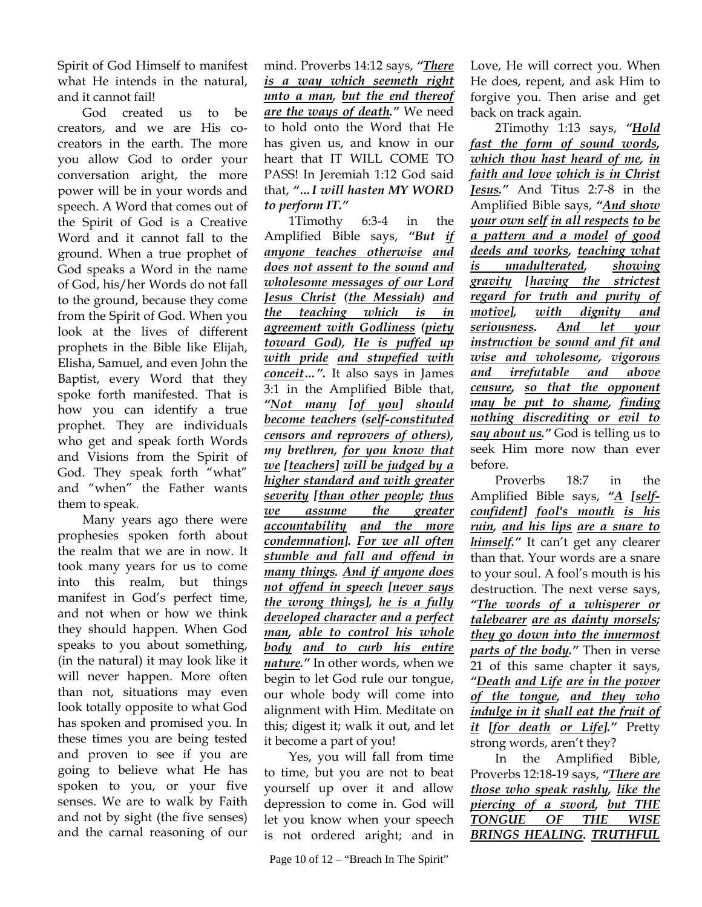Spirit of God Himself to manifest what He intends in the natural, and it cannot fail!

God created us to be creators, and we are His co-creators in the earth. The more you allow God to order your conversation aright, the more power will be in your words and speech. A Word that comes out of the Spirit of God is a Creative Word and it cannot fall to the ground. When a true prophet of God speaks a Word in the name of God, his/her Words do not fall to the ground, because they come from the Spirit of God. When you look at the lives of different prophets in the Bible like Elijah, Elisha, Samuel, and even John the Baptist, every Word that they spoke forth manifested. That is how you can identify a true prophet. They are individuals who get and speak forth Words and Visions from the Spirit of God. They speak forth "what" and "when" the Father wants them to speak.

Many years ago there were prophesies spoken forth about the realm that we are in now. It took many years for us to come into this realm, but things manifest in God's perfect time, and not when or how we think they should happen. When God speaks to you about something, (in the natural) it may look like it will never happen. More often than not, situations may even look totally opposite to what God has spoken and promised you. In these times you are being tested and proven to see if you are going to believe what He has spoken to you, or your five senses. We are to walk by Faith and not by sight (the five senses) and the carnal reasoning of our mind. Proverbs 14:12 says, ***"There is a way which seemeth right unto a man, but the end thereof are the ways of death."*** We need to hold onto the Word that He has given us, and know in our heart that IT WILL COME TO PASS! In Jeremiah 1:12 God said that, ***"...I will hasten MY WORD to perform IT."***

1Timothy 6:3-4 in the Amplified Bible says, ***"But if anyone teaches otherwise and does not assent to the sound and wholesome messages of our Lord Jesus Christ (the Messiah) and the teaching which is in agreement with Godliness (piety toward God), He is puffed up with pride and stupefied with conceit...".*** It also says in James 3:1 in the Amplified Bible that, ***"Not many [of you] should become teachers (self-constituted censors and reprovers of others), my brethren, for you know that we [teachers] will be judged by a higher standard and with greater severity [than other people; thus we assume the greater accountability and the more condemnation]. For we all often stumble and fall and offend in many things. And if anyone does not offend in speech [never says the wrong things], he is a fully developed character and a perfect man, able to control his whole body and to curb his entire nature."*** In other words, when we begin to let God rule our tongue, our whole body will come into alignment with Him. Meditate on this; digest it; walk it out, and let it become a part of you!

Yes, you will fall from time to time, but you are not to beat yourself up over it and allow depression to come in. God will let you know when your speech is not ordered aright; and in Love, He will correct you. When He does, repent, and ask Him to forgive you. Then arise and get back on track again.

2Timothy 1:13 says, ***"Hold fast the form of sound words, which thou hast heard of me, in faith and love which is in Christ Jesus."*** And Titus 2:7-8 in the Amplified Bible says, ***"And show your own self in all respects to be a pattern and a model of good deeds and works, teaching what is unadulterated, showing gravity [having the strictest regard for truth and purity of motive], with dignity and seriousness. And let your instruction be sound and fit and wise and wholesome, vigorous and irrefutable and above censure, so that the opponent may be put to shame, finding nothing discrediting or evil to say about us."*** God is telling us to seek Him more now than ever before.

Proverbs 18:7 in the Amplified Bible says, ***"A [self-confident] fool's mouth is his ruin, and his lips are a snare to himself."*** It can't get any clearer than that. Your words are a snare to your soul. A fool's mouth is his destruction. The next verse says, ***"The words of a whisperer or talebearer are as dainty morsels; they go down into the innermost parts of the body."*** Then in verse 21 of this same chapter it says, ***"Death and Life are in the power of the tongue, and they who indulge in it shall eat the fruit of it [for death or Life]."*** Pretty strong words, aren't they?

In the Amplified Bible, Proverbs 12:18-19 says, ***"There are those who speak rashly, like the piercing of a sword, but THE TONGUE OF THE WISE BRINGS HEALING. TRUTHFUL***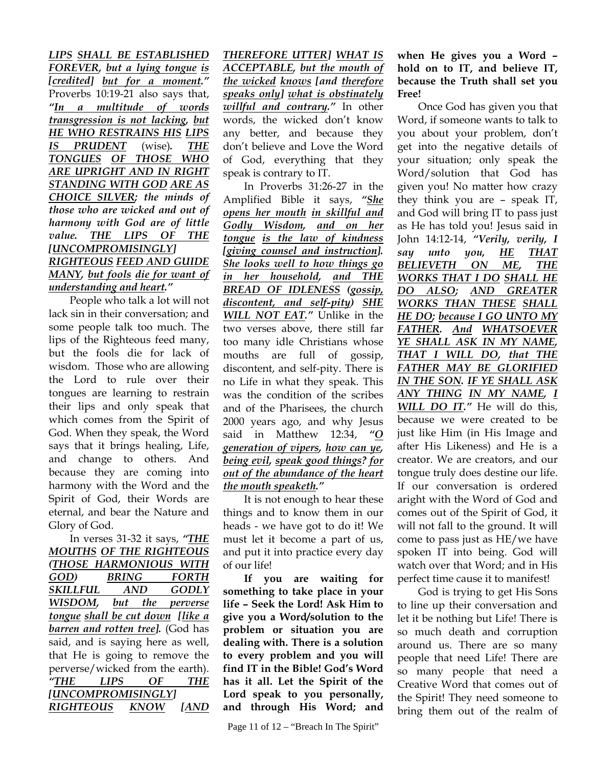***LIPS*** ***SHALL BE ESTABLISHED FOREVER***, ***but a lying tongue*** ***is [credited]*** ***but for a moment.***" Proverbs 10:19-21 also says that, ***"In a multitude of words transgression is not lacking, but HE WHO RESTRAINS HIS LIPS IS PRUDENT*** (wise)***. THE TONGUES OF THOSE WHO ARE UPRIGHT AND IN RIGHT STANDING WITH GOD ARE AS CHOICE SILVER; the minds of those who are wicked and out of harmony with God are of little value. THE LIPS OF THE [UNCOMPROMISINGLY] RIGHTEOUS FEED AND GUIDE MANY, but fools die for want of understanding and heart."***

People who talk a lot will not lack sin in their conversation; and some people talk too much. The lips of the Righteous feed many, but the fools die for lack of wisdom. Those who are allowing the Lord to rule over their tongues are learning to restrain their lips and only speak that which comes from the Spirit of God. When they speak, the Word says that it brings healing, Life, and change to others. And because they are coming into harmony with the Word and the Spirit of God, their Words are eternal, and bear the Nature and Glory of God.

In verses 31-32 it says, ***"THE MOUTHS OF THE RIGHTEOUS (THOSE HARMONIOUS WITH GOD) BRING FORTH SKILLFUL AND GODLY WISDOM, but the perverse tongue shall be cut down [like a barren and rotten tree].*** (God has said, and is saying here as well, that He is going to remove the perverse/wicked from the earth). ***"THE LIPS OF THE [UNCOMPROMISINGLY] RIGHTEOUS KNOW [AND THEREFORE UTTER] WHAT IS ACCEPTABLE, but the mouth of the wicked knows [and therefore speaks only] what is obstinately willful and contrary."*** In other words, the wicked don't know any better, and because they don't believe and Love the Word of God, everything that they speak is contrary to IT.

In Proverbs 31:26-27 in the Amplified Bible it says, ***"She opens her mouth in skillful and Godly Wisdom, and on her tongue is the law of kindness [giving counsel and instruction]. She looks well to how things go in her household, and THE BREAD OF IDLENESS (gossip, discontent, and self-pity) SHE WILL NOT EAT."*** Unlike in the two verses above, there still far too many idle Christians whose mouths are full of gossip, discontent, and self-pity. There is no Life in what they speak. This was the condition of the scribes and of the Pharisees, the church 2000 years ago, and why Jesus said in Matthew 12:34, ***"O generation of vipers, how can ye, being evil, speak good things? for out of the abundance of the heart the mouth speaketh."***

It is not enough to hear these things and to know them in our heads - we have got to do it! We must let it become a part of us, and put it into practice every day of our life!

**If you are waiting for something to take place in your life – Seek the Lord! Ask Him to give you a Word/solution to the problem or situation you are dealing with. There is a solution to every problem and you will find IT in the Bible! God's Word has it all. Let the Spirit of the Lord speak to you personally, and through His Word; and when He gives you a Word – hold on to IT, and believe IT, because the Truth shall set you Free!**

Once God has given you that Word, if someone wants to talk to you about your problem, don't get into the negative details of your situation; only speak the Word/solution that God has given you! No matter how crazy they think you are – speak IT, and God will bring IT to pass just as He has told you! Jesus said in John 14:12-14, ***"Verily, verily, I say unto you, HE THAT BELIEVETH ON ME, THE WORKS THAT I DO SHALL HE DO ALSO; AND GREATER WORKS THAN THESE SHALL HE DO; because I GO UNTO MY FATHER. And WHATSOEVER YE SHALL ASK IN MY NAME, THAT I WILL DO, that THE FATHER MAY BE GLORIFIED IN THE SON. IF YE SHALL ASK ANY THING IN MY NAME, I WILL DO IT."*** He will do this, because we were created to be just like Him (in His Image and after His Likeness) and He is a creator. We are creators, and our tongue truly does destine our life. If our conversation is ordered aright with the Word of God and comes out of the Spirit of God, it will not fall to the ground. It will come to pass just as HE/we have spoken IT into being. God will watch over that Word; and in His perfect time cause it to manifest!

God is trying to get His Sons to line up their conversation and let it be nothing but Life! There is so much death and corruption around us. There are so many people that need Life! There are so many people that need a Creative Word that comes out of the Spirit! They need someone to bring them out of the realm of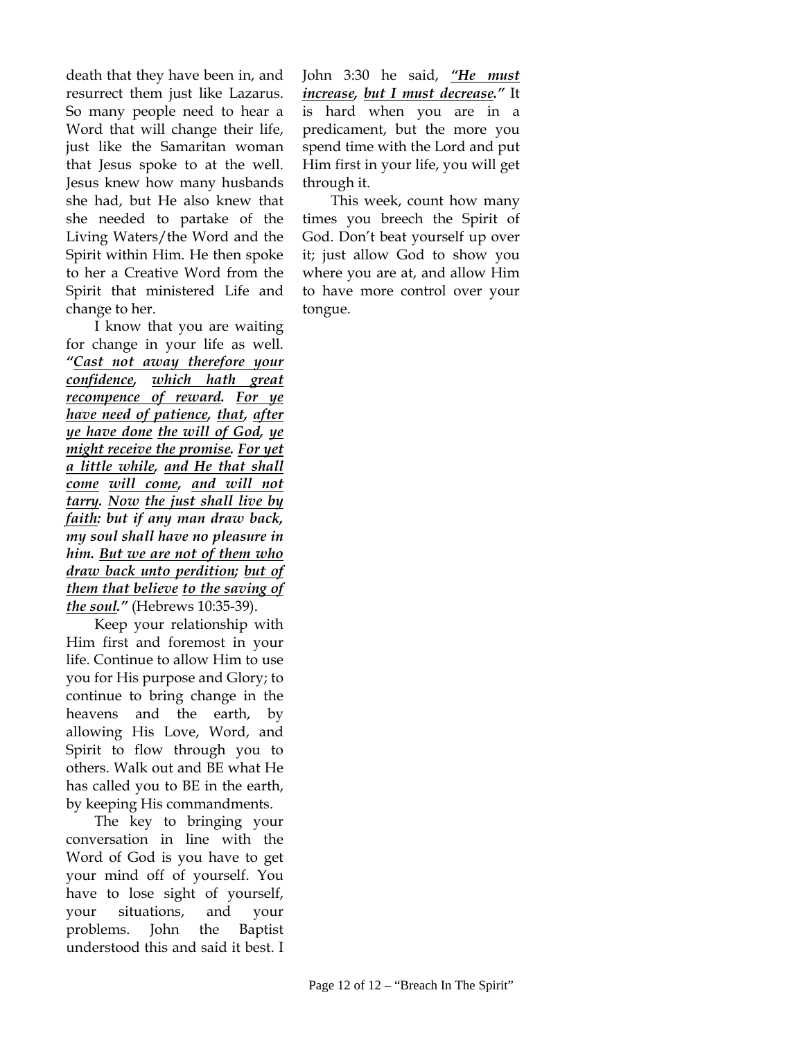death that they have been in, and resurrect them just like Lazarus. So many people need to hear a Word that will change their life, just like the Samaritan woman that Jesus spoke to at the well. Jesus knew how many husbands she had, but He also knew that she needed to partake of the Living Waters/the Word and the Spirit within Him. He then spoke to her a Creative Word from the Spirit that ministered Life and change to her.

I know that you are waiting for change in your life as well. ***"Cast not away therefore your confidence, which hath great recompence of reward. For ye have need of patience, that, after ye have done the will of God, ye might receive the promise. For yet a little while, and He that shall come will come, and will not tarry. Now the just shall live by faith: but if any man draw back, my soul shall have no pleasure in him. But we are not of them who draw back unto perdition; but of them that believe to the saving of the soul."*** (Hebrews 10:35-39).

Keep your relationship with Him first and foremost in your life. Continue to allow Him to use you for His purpose and Glory; to continue to bring change in the heavens and the earth, by allowing His Love, Word, and Spirit to flow through you to others. Walk out and BE what He has called you to BE in the earth, by keeping His commandments.

The key to bringing your conversation in line with the Word of God is you have to get your mind off of yourself. You have to lose sight of yourself, your situations, and your problems. John the Baptist understood this and said it best. In John 3:30 he said, ***"He must increase, but I must decrease."*** It is hard when you are in a predicament, but the more you spend time with the Lord and put Him first in your life, you will get through it.

This week, count how many times you breech the Spirit of God. Don't beat yourself up over it; just allow God to show you where you are at, and allow Him to have more control over your tongue.